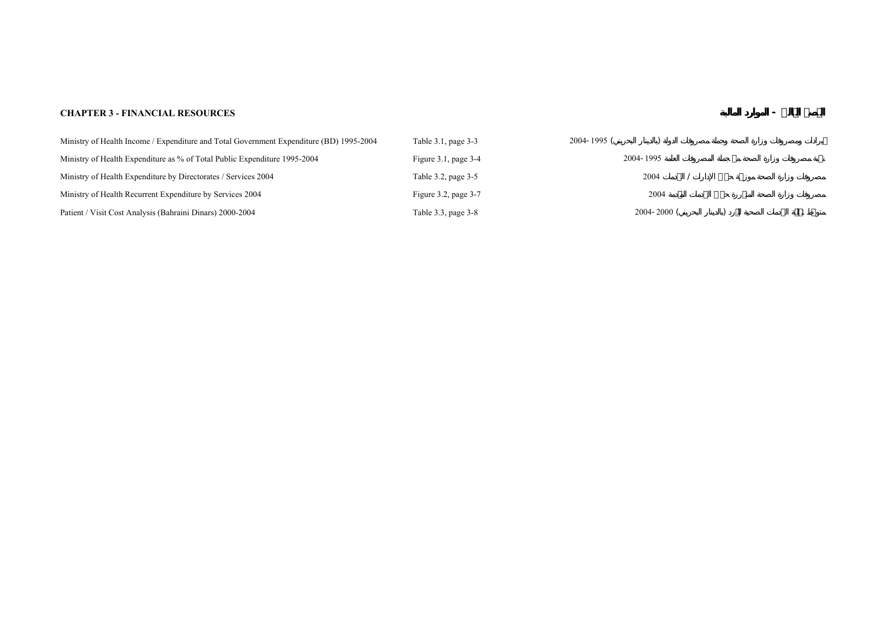## CHAPTER 3 - FINANCIAL RESOURCES

## الفصل الثالث - الموارد المالية

| | | |
|---|---|---|
| Ministry of Health Income / Expenditure and Total Government Expenditure (BD) 1995-2004 | Table 3.1, page 3-3 | إيرادات ومصروفات وزارة الصحة وجملة مصروفات الدولة (بالدينار البحريني) 1995 -2004 |
| Ministry of Health Expenditure as % of Total Public Expenditure 1995-2004 | Figure 3.1, page 3-4 | نسبة مصروفات وزارة الصحة من جملة المصروفات العامة 1995 -2004 |
| Ministry of Health Expenditure by Directorates / Services 2004 | Table 3.2, page 3-5 | مصروفات وزارة الصحة موزعة حسب الإدارات / الخدمات 2004 |
| Ministry of Health Recurrent Expenditure by Services 2004 | Figure 3.2, page 3-7 | مصروفات وزارة الصحة المتكررة حسب الخدمات المقدمة 2004 |
| Patient / Visit Cost Analysis (Bahraini Dinars) 2000-2004 | Table 3.3, page 3-8 | متوسط تكلفة الخدمات الصحية للفرد (بالدينار البحريني) 2000 -2004 |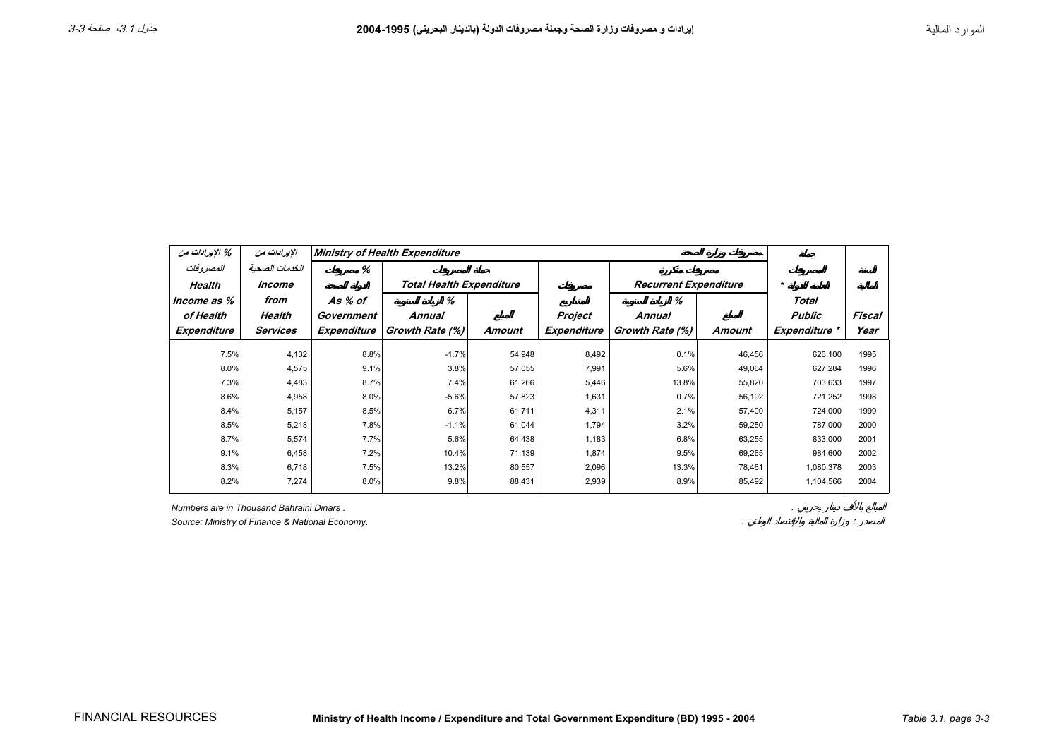# إيرادات و مصروفات وزارة الصحة وجملة مصروفات الدولة (بالدينار البحريني) 1995-2004

| % الإيرادات من المصروفات Health Income as % of Health Expenditure | الإيرادات من الخدمات الصحية Income from Health Services | Ministry of Health Expenditure مصروفات وزارة الصحة | | | | | | جملة المصروفات العامة للدولة * Total Public Expenditure * | السنة المالية Fiscal Year |
|---|---|---|---|---|---|---|---|---|---|
| | | % مصروفات الدولة الصحة As % of Government Expenditure | جملة المصروفات Total Health Expenditure | | مصروفات المشاريع Project Expenditure | مصروفات متكررة Recurrent Expenditure | | | |
| | | | % الزيادة السنوية Annual Growth Rate (%) | المبلغ Amount | | % الزيادة السنوية Annual Growth Rate (%) | المبلغ Amount | | |
| 7.5% | 4,132 | 8.8% | -1.7% | 54,948 | 8,492 | 0.1% | 46,456 | 626,100 | 1995 |
| 8.0% | 4,575 | 9.1% | 3.8% | 57,055 | 7,991 | 5.6% | 49,064 | 627,284 | 1996 |
| 7.3% | 4,483 | 8.7% | 7.4% | 61,266 | 5,446 | 13.8% | 55,820 | 703,633 | 1997 |
| 8.6% | 4,958 | 8.0% | -5.6% | 57,823 | 1,631 | 0.7% | 56,192 | 721,252 | 1998 |
| 8.4% | 5,157 | 8.5% | 6.7% | 61,711 | 4,311 | 2.1% | 57,400 | 724,000 | 1999 |
| 8.5% | 5,218 | 7.8% | -1.1% | 61,044 | 1,794 | 3.2% | 59,250 | 787,000 | 2000 |
| 8.7% | 5,574 | 7.7% | 5.6% | 64,438 | 1,183 | 6.8% | 63,255 | 833,000 | 2001 |
| 9.1% | 6,458 | 7.2% | 10.4% | 71,139 | 1,874 | 9.5% | 69,265 | 984,600 | 2002 |
| 8.3% | 6,718 | 7.5% | 13.2% | 80,557 | 2,096 | 13.3% | 78,461 | 1,080,378 | 2003 |
| 8.2% | 7,274 | 8.0% | 9.8% | 88,431 | 2,939 | 8.9% | 85,492 | 1,104,566 | 2004 |

*Numbers are in Thousand Bahraini Dinars .* — المبالغ بالألف دينار بحريني .

*Source: Ministry of Finance & National Economy.* — المصدر : وزارة المالية والاقتصاد الوطني .

**Ministry of Health Income / Expenditure and Total Government Expenditure (BD) 1995 - 2004**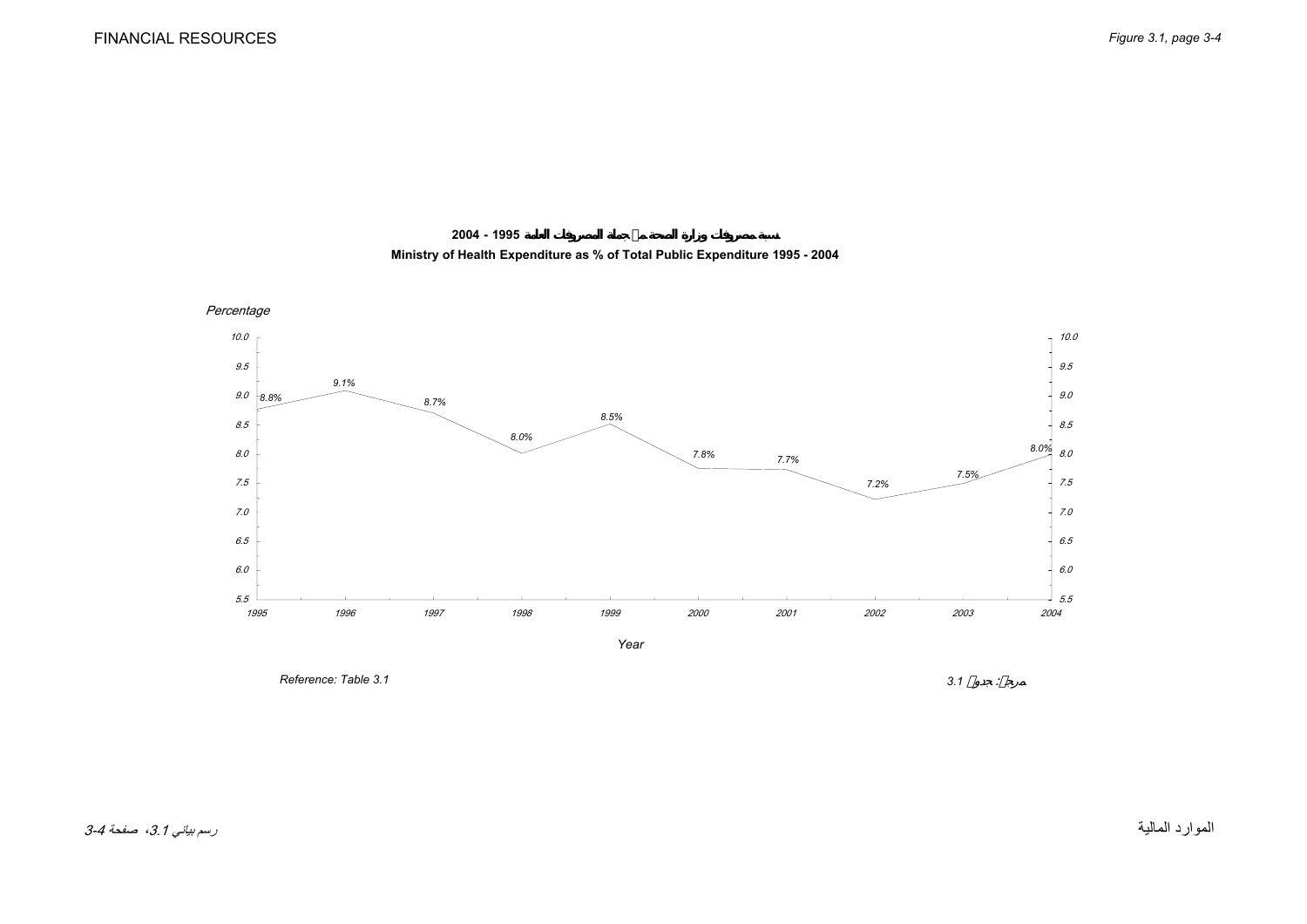## 2004 - 1995 نسبة مصروفات وزارة الصحة من جملة المصروفات العامة

## Ministry of Health Expenditure as % of Total Public Expenditure 1995 - 2004

| Year | Percentage |
|---|---|
| 1995 | 8.8% |
| 1996 | 9.1% |
| 1997 | 8.7% |
| 1998 | 8.0% |
| 1999 | 8.5% |
| 2000 | 7.8% |
| 2001 | 7.7% |
| 2002 | 7.2% |
| 2003 | 7.5% |
| 2004 | 8.0% |

*Reference: Table 3.1*

*مرجع: جدول 3.1*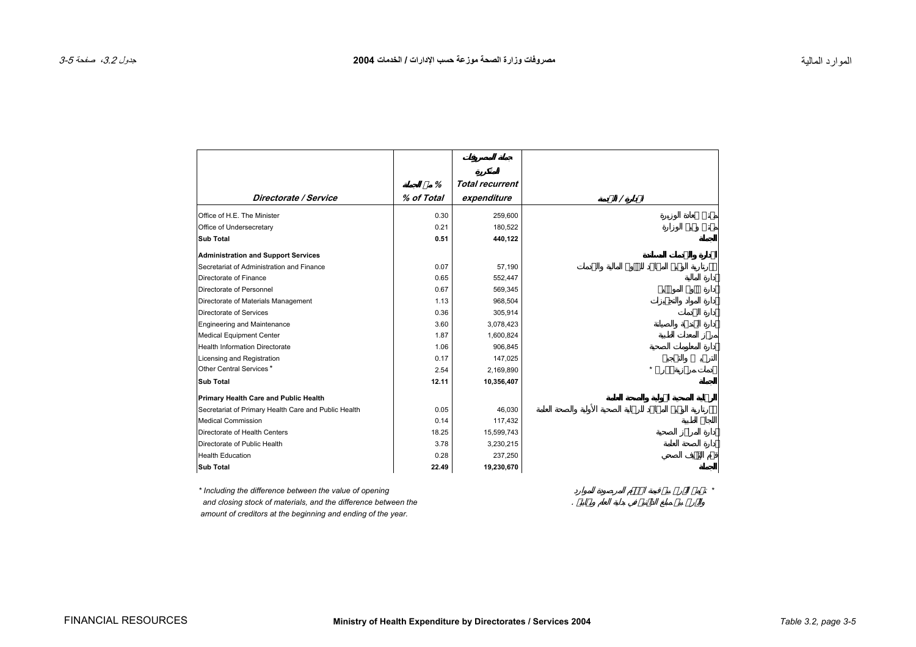# Ministry of Health Expenditure by Directorates / Services 2004

# مصروفات وزارة الصحة موزعة حسب الإدارات / الخدمات 2004

| Directorate / Service | % من الجملة<br>% of Total | جملة المصروفات المتكررة<br>Total recurrent expenditure | الإدارة / الخدمة |
|---|---|---|---|
| Office of H.E. The Minister | 0.30 | 259,600 | مكتب سعادة الوزيرة |
| Office of Undersecretary | 0.21 | 180,522 | مكتب وكيل الوزارة |
| **Sub Total** | **0.51** | **440,122** | **الجملة** |
| **Administration and Support Services** | | | **إدارة الخدمات المساندة** |
| Secretariat of Administration and Finance | 0.07 | 57,190 | سكرتارية الوكيل المساعد للشئون المالية والخدمات |
| Directorate of Finance | 0.65 | 552,447 | إدارة المالية |
| Directorate of Personnel | 0.67 | 569,345 | إدارة شئون الموظفين |
| Directorate of Materials Management | 1.13 | 968,504 | إدارة المواد والتجهيزات |
| Directorate of Services | 0.36 | 305,914 | إدارة الخدمات |
| Engineering and Maintenance | 3.60 | 3,078,423 | إدارة الهندسة والصيانة |
| Medical Equipment Center | 1.87 | 1,600,824 | مركز المعدات الطبية |
| Health Information Directorate | 1.06 | 906,845 | إدارة المعلومات الصحية |
| Licensing and Registration | 0.17 | 147,025 | الترخيص والتسجيل |
| Other Central Services * | 2.54 | 2,169,890 | خدمات مركزية أخرى * |
| **Sub Total** | **12.11** | **10,356,407** | **الجملة** |
| **Primary Health Care and Public Health** | | | **الرعاية الصحية الأولية والصحة العامة** |
| Secretariat of Primary Health Care and Public Health | 0.05 | 46,030 | سكرتارية الوكيل المساعد للرعاية الصحية الأولية والصحة العامة |
| Medical Commission | 0.14 | 117,432 | اللجان الطبية |
| Directorate of Health Centers | 18.25 | 15,599,743 | إدارة المراكز الصحية |
| Directorate of Public Health | 3.78 | 3,230,215 | إدارة الصحة العامة |
| Health Education | 0.28 | 237,250 | قسم التثقيف الصحي |
| **Sub Total** | **22.49** | **19,230,670** | **الجملة** |

\* Including the difference between the value of opening and closing stock of materials, and the difference between the amount of creditors at the beginning and ending of the year.

\* تشمل الفرق بين قيمة المخزون من المواد والفرق بين مبلغ الدائنين في بداية العام ونهايته.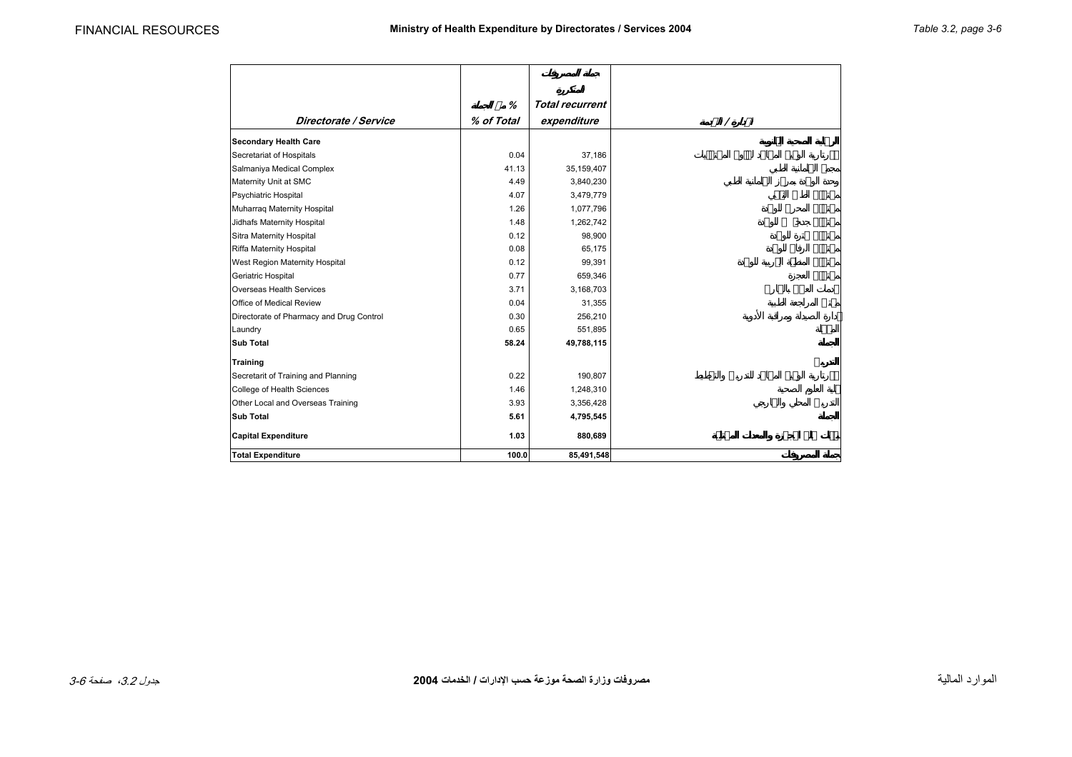# Ministry of Health Expenditure by Directorates / Services 2004

| Directorate / Service | % of Total | Total recurrent expenditure |
|---|---|---|
| **Secondary Health Care** | | |
| Secretariat of Hospitals | 0.04 | 37,186 |
| Salmaniya Medical Complex | 41.13 | 35,159,407 |
| Maternity Unit at SMC | 4.49 | 3,840,230 |
| Psychiatric Hospital | 4.07 | 3,479,779 |
| Muharraq Maternity Hospital | 1.26 | 1,077,796 |
| Jidhafs Maternity Hospital | 1.48 | 1,262,742 |
| Sitra Maternity Hospital | 0.12 | 98,900 |
| Riffa Maternity Hospital | 0.08 | 65,175 |
| West Region Maternity Hospital | 0.12 | 99,391 |
| Geriatric Hospital | 0.77 | 659,346 |
| Overseas Health Services | 3.71 | 3,168,703 |
| Office of Medical Review | 0.04 | 31,355 |
| Directorate of Pharmacy and Drug Control | 0.30 | 256,210 |
| Laundry | 0.65 | 551,895 |
| **Sub Total** | **58.24** | **49,788,115** |
| **Training** | | |
| Secretarit of Training and Planning | 0.22 | 190,807 |
| College of Health Sciences | 1.46 | 1,248,310 |
| Other Local and Overseas Training | 3.93 | 3,356,428 |
| **Sub Total** | **5.61** | **4,795,545** |
| **Capital Expenditure** | **1.03** | **880,689** |
| **Total Expenditure** | **100.0** | **85,491,548** |

مصروفات وزارة الصحة موزعة حسب الإدارات / الخدمات 2004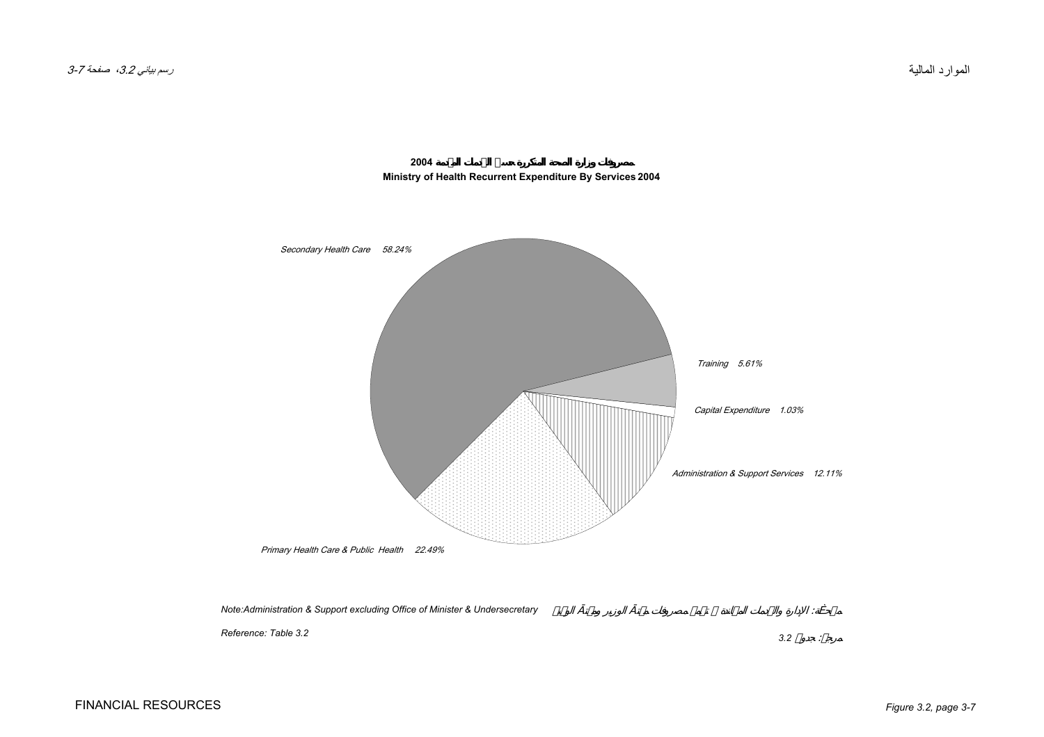**2004 مصروفات وزارة الصحة المتكررة حسب الخدمات الرئيسية**

**Ministry of Health Recurrent Expenditure By Services 2004**

*Secondary Health Care 58.24%*

*Training 5.61%*

*Capital Expenditure 1.03%*

*Administration & Support Services 12.11%*

*Primary Health Care & Public Health 22.49%*

*Note:Administration & Support excluding Office of Minister & Undersecretary*

*Reference: Table 3.2*

مرجع: جدول 3.2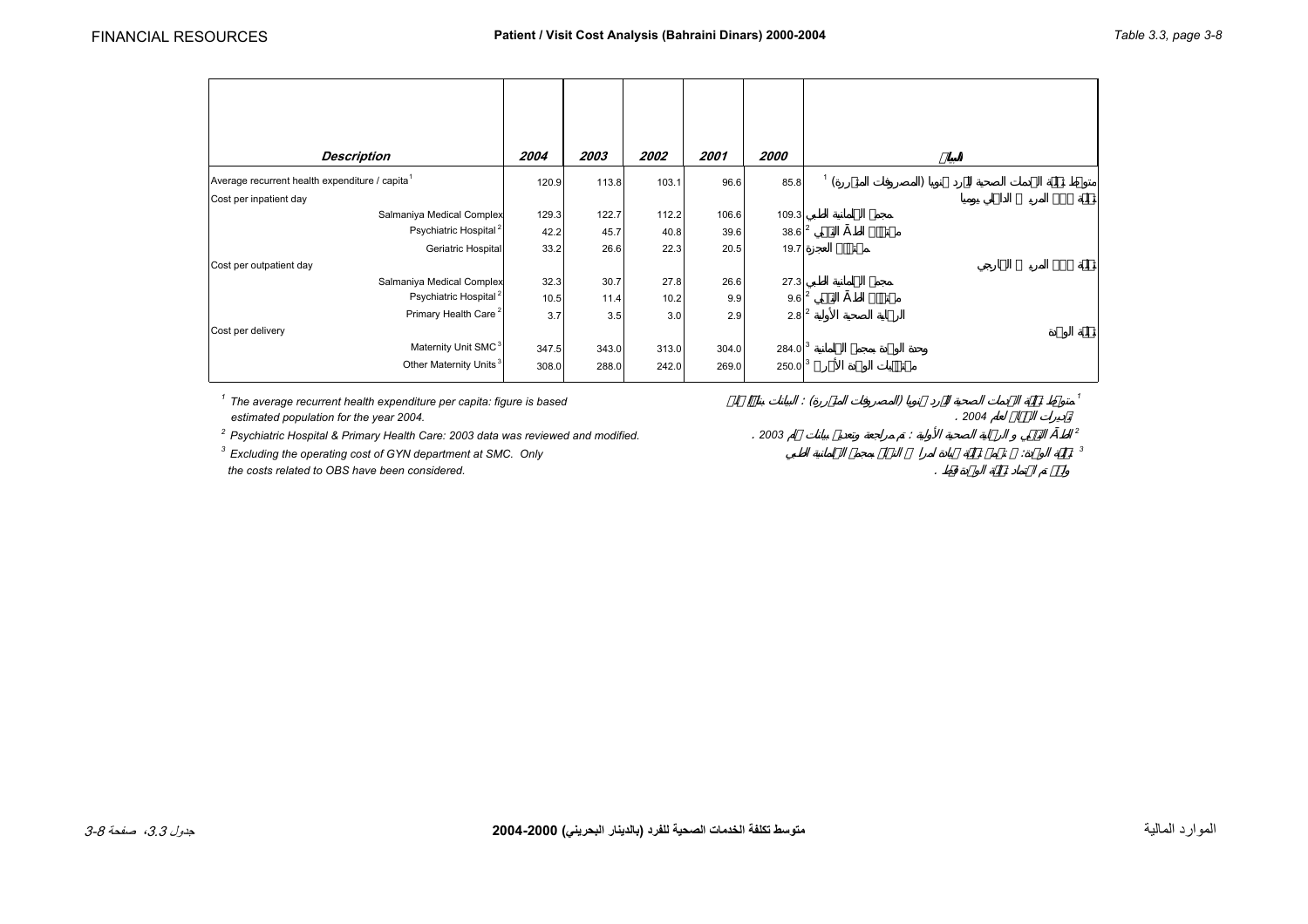# Patient / Visit Cost Analysis (Bahraini Dinars) 2000-2004

| Description | 2004 | 2003 | 2002 | 2001 | 2000 | البيان |
|---|---|---|---|---|---|---|
| Average recurrent health expenditure / capita[1] | 120.9 | 113.8 | 103.1 | 96.6 | 85.8 | متوسط تكلفة الخدمات الصحية للفرد سنويا (المصروفات المتكررة) [1] |
| Cost per inpatient day | | | | | | تكلفة علاج المريض الداخلي يوميا |
| Salmaniya Medical Complex | 129.3 | 122.7 | 112.2 | 106.6 | 109.3 | مجمع السلمانية الطبي |
| Psychiatric Hospital[2] | 42.2 | 45.7 | 40.8 | 39.6 | 38.6 | مستشفى الطب النفسي [2] |
| Geriatric Hospital | 33.2 | 26.6 | 22.3 | 20.5 | 19.7 | مستشفى العجزة |
| Cost per outpatient day | | | | | | تكلفة علاج المريض الخارجي |
| Salmaniya Medical Complex | 32.3 | 30.7 | 27.8 | 26.6 | 27.3 | مجمع السلمانية الطبي |
| Psychiatric Hospital[2] | 10.5 | 11.4 | 10.2 | 9.9 | 9.6 | مستشفى الطب النفسي [2] |
| Primary Health Care[2] | 3.7 | 3.5 | 3.0 | 2.9 | 2.8 | الرعاية الصحية الأولية [2] |
| Cost per delivery | | | | | | تكلفة الولادة |
| Maternity Unit SMC[3] | 347.5 | 343.0 | 313.0 | 304.0 | 284.0 | وحدة الولادة بمجمع السلمانية [3] |
| Other Maternity Units[3] | 308.0 | 288.0 | 242.0 | 269.0 | 250.0 | مستشفيات الولادة الأخرى [3] |

[1] The average recurrent health expenditure per capita: figure is based estimated population for the year 2004.

[2] Psychiatric Hospital & Primary Health Care: 2003 data was reviewed and modified.

[3] Excluding the operating cost of GYN department at SMC. Only the costs related to OBS have been considered.

[1] متوسط تكلفة الخدمات الصحية للفرد سنويا (المصروفات المتكررة) : البيانات بناء على تقديرات السكان لعام 2004 .

[2] الطب النفسي و الرعاية الصحية الأولية : تم مراجعة وتعديل بيانات عام 2003 .

[3] تكلفة الولادة : لا تشمل تكلفة عيادة أمراض النساء بمجمع السلمانية الطبي وقد تم اعتماد تكلفة الولادة فقط .